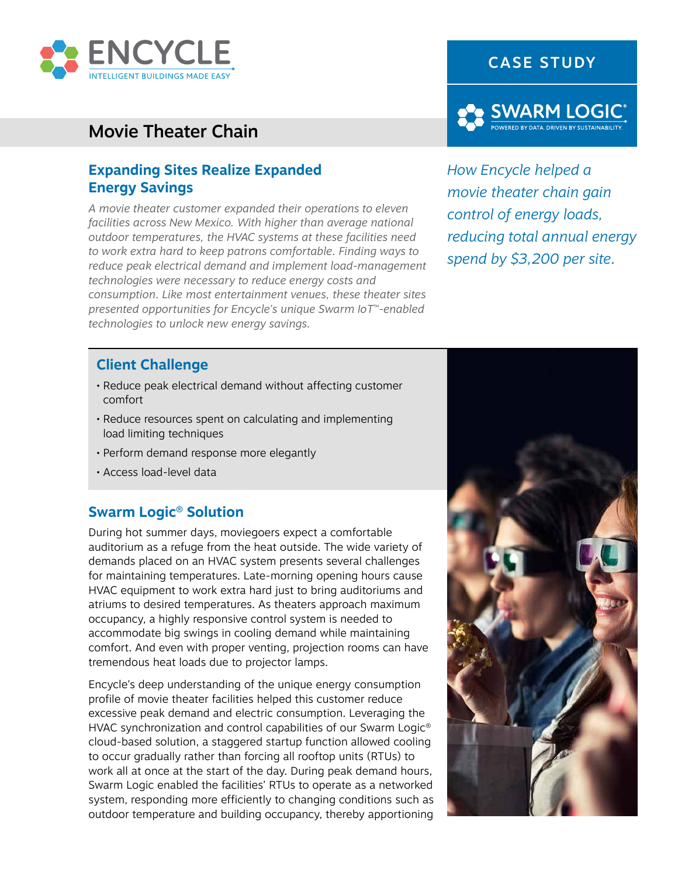ENCYCLE

INTELLIGENT BUILDINGS MADE EASY

CASE STUDY

SWARM LOGIC®

POWERED BY DATA. DRIVEN BY SUSTAINABILITY.

# Movie Theater Chain

## Expanding Sites Realize Expanded Energy Savings

*A movie theater customer expanded their operations to eleven facilities across New Mexico. With higher than average national outdoor temperatures, the HVAC systems at these facilities need to work extra hard to keep patrons comfortable. Finding ways to reduce peak electrical demand and implement load-management technologies were necessary to reduce energy costs and consumption. Like most entertainment venues, these theater sites presented opportunities for Encycle's unique Swarm IoT™-enabled technologies to unlock new energy savings.*

*How Encycle helped a movie theater chain gain control of energy loads, reducing total annual energy spend by $3,200 per site.*

## Client Challenge

- Reduce peak electrical demand without affecting customer comfort
- Reduce resources spent on calculating and implementing load limiting techniques
- Perform demand response more elegantly
- Access load-level data

## Swarm Logic® Solution

During hot summer days, moviegoers expect a comfortable auditorium as a refuge from the heat outside. The wide variety of demands placed on an HVAC system presents several challenges for maintaining temperatures. Late-morning opening hours cause HVAC equipment to work extra hard just to bring auditoriums and atriums to desired temperatures. As theaters approach maximum occupancy, a highly responsive control system is needed to accommodate big swings in cooling demand while maintaining comfort. And even with proper venting, projection rooms can have tremendous heat loads due to projector lamps.

Encycle's deep understanding of the unique energy consumption profile of movie theater facilities helped this customer reduce excessive peak demand and electric consumption. Leveraging the HVAC synchronization and control capabilities of our Swarm Logic® cloud-based solution, a staggered startup function allowed cooling to occur gradually rather than forcing all rooftop units (RTUs) to work all at once at the start of the day. During peak demand hours, Swarm Logic enabled the facilities' RTUs to operate as a networked system, responding more efficiently to changing conditions such as outdoor temperature and building occupancy, thereby apportioning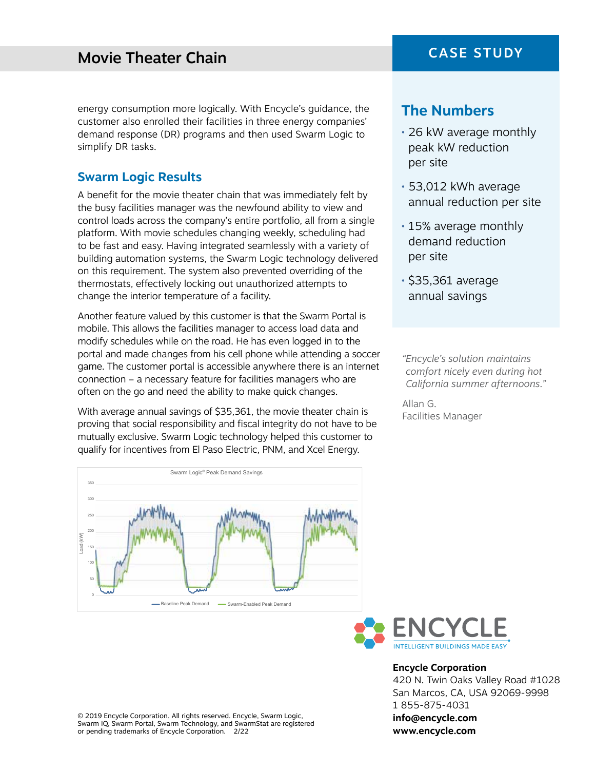## Movie Theater Chain

energy consumption more logically. With Encycle's guidance, the customer also enrolled their facilities in three energy companies' demand response (DR) programs and then used Swarm Logic to simplify DR tasks.

### Swarm Logic Results

A benefit for the movie theater chain that was immediately felt by the busy facilities manager was the newfound ability to view and control loads across the company's entire portfolio, all from a single platform. With movie schedules changing weekly, scheduling had to be fast and easy. Having integrated seamlessly with a variety of building automation systems, the Swarm Logic technology delivered on this requirement. The system also prevented overriding of the thermostats, effectively locking out unauthorized attempts to change the interior temperature of a facility.

Another feature valued by this customer is that the Swarm Portal is mobile. This allows the facilities manager to access load data and modify schedules while on the road. He has even logged in to the portal and made changes from his cell phone while attending a soccer game. The customer portal is accessible anywhere there is an internet connection – a necessary feature for facilities managers who are often on the go and need the ability to make quick changes.

With average annual savings of $35,361, the movie theater chain is proving that social responsibility and fiscal integrity do not have to be mutually exclusive. Swarm Logic technology helped this customer to qualify for incentives from El Paso Electric, PNM, and Xcel Energy.

Swarm Logic® Peak Demand Savings

Load (kW)

350
300
250
200
150
100
50
0

Baseline Peak Demand
Swarm-Enabled Peak Demand

## CASE STUDY

### The Numbers

- 26 kW average monthly peak kW reduction per site
- 53,012 kWh average annual reduction per site
- 15% average monthly demand reduction per site
- $35,361 average annual savings

*"Encycle's solution maintains comfort nicely even during hot California summer afternoons."*

Allan G.
Facilities Manager

ENCYCLE
INTELLIGENT BUILDINGS MADE EASY

**Encycle Corporation**
420 N. Twin Oaks Valley Road #1028
San Marcos, CA, USA 92069-9998
1 855-875-4031
**info@encycle.com**
**www.encycle.com**

© 2019 Encycle Corporation. All rights reserved. Encycle, Swarm Logic, Swarm IQ, Swarm Portal, Swarm Technology, and SwarmStat are registered or pending trademarks of Encycle Corporation. 2/22